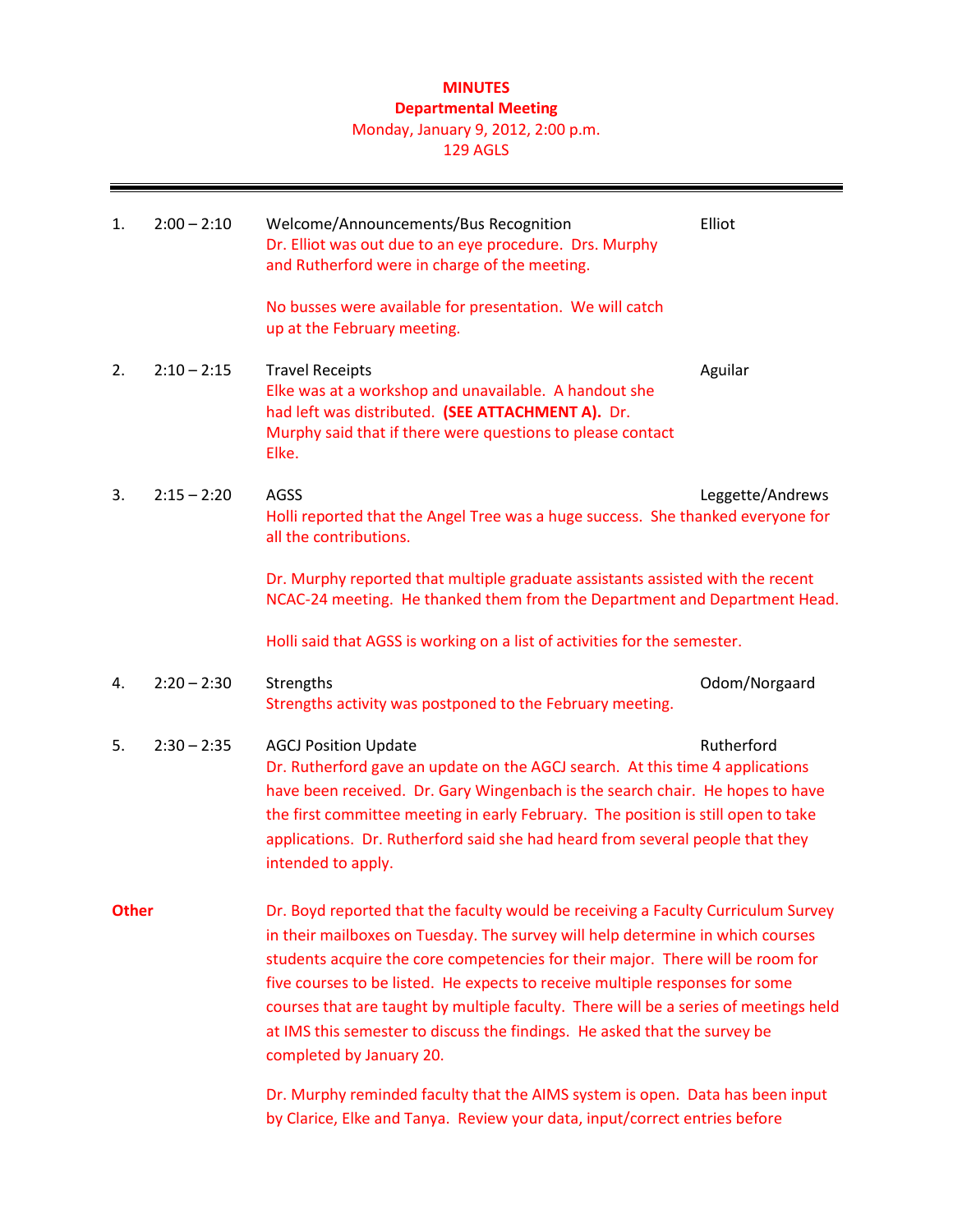**MINUTES**
**Departmental Meeting**
Monday, January 9, 2012, 2:00 p.m.
129 AGLS

---

1. 2:00 – 2:10 Welcome/Announcements/Bus Recognition — Elliot

   Dr. Elliot was out due to an eye procedure. Drs. Murphy and Rutherford were in charge of the meeting.

   No busses were available for presentation. We will catch up at the February meeting.

2. 2:10 – 2:15 Travel Receipts — Aguilar

   Elke was at a workshop and unavailable. A handout she had left was distributed. **(SEE ATTACHMENT A).** Dr. Murphy said that if there were questions to please contact Elke.

3. 2:15 – 2:20 AGSS — Leggette/Andrews

   Holli reported that the Angel Tree was a huge success. She thanked everyone for all the contributions.

   Dr. Murphy reported that multiple graduate assistants assisted with the recent NCAC-24 meeting. He thanked them from the Department and Department Head.

   Holli said that AGSS is working on a list of activities for the semester.

4. 2:20 – 2:30 Strengths — Odom/Norgaard

   Strengths activity was postponed to the February meeting.

5. 2:30 – 2:35 AGCJ Position Update — Rutherford

   Dr. Rutherford gave an update on the AGCJ search. At this time 4 applications have been received. Dr. Gary Wingenbach is the search chair. He hopes to have the first committee meeting in early February. The position is still open to take applications. Dr. Rutherford said she had heard from several people that they intended to apply.

**Other**

Dr. Boyd reported that the faculty would be receiving a Faculty Curriculum Survey in their mailboxes on Tuesday. The survey will help determine in which courses students acquire the core competencies for their major. There will be room for five courses to be listed. He expects to receive multiple responses for some courses that are taught by multiple faculty. There will be a series of meetings held at IMS this semester to discuss the findings. He asked that the survey be completed by January 20.

Dr. Murphy reminded faculty that the AIMS system is open. Data has been input by Clarice, Elke and Tanya. Review your data, input/correct entries before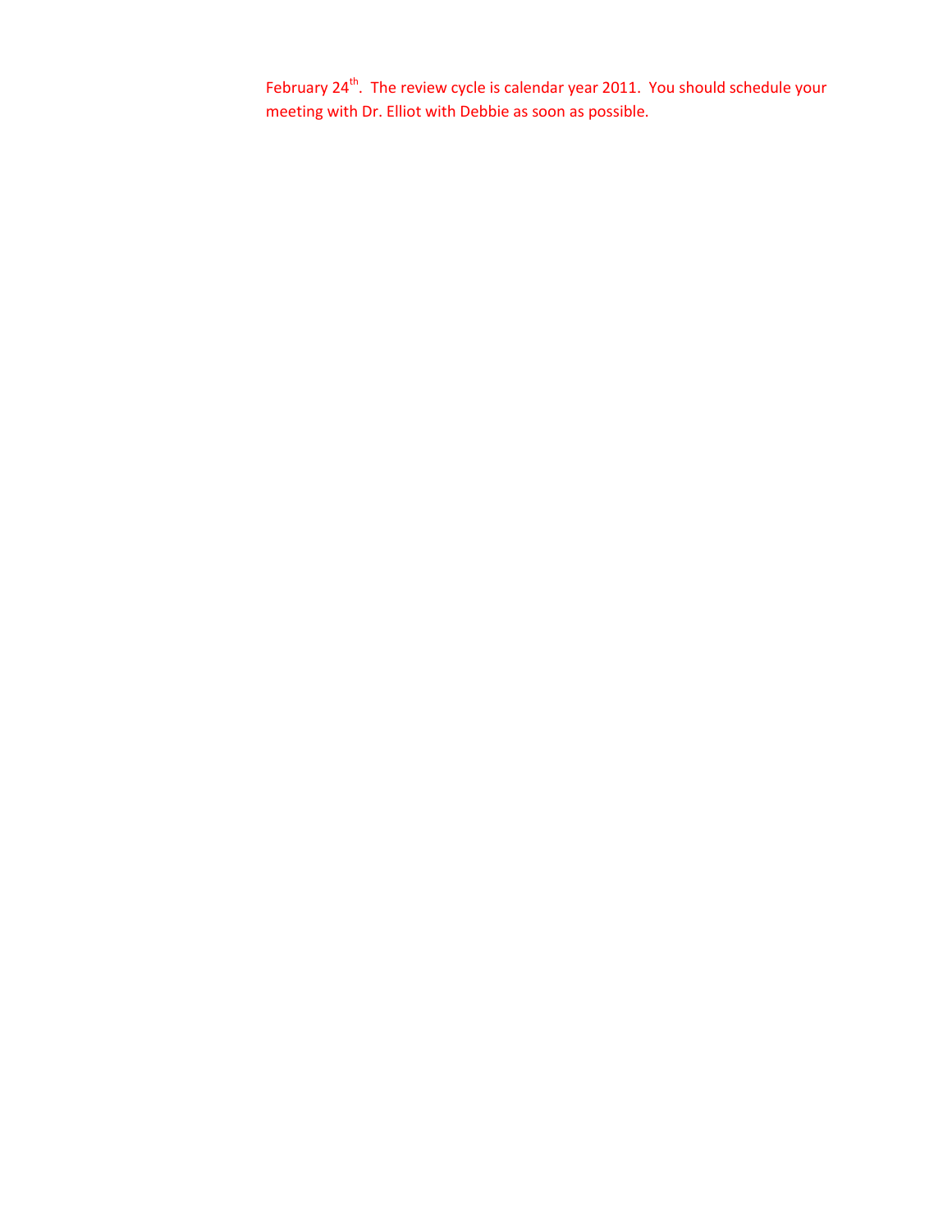February 24th.  The review cycle is calendar year 2011.  You should schedule your meeting with Dr. Elliot with Debbie as soon as possible.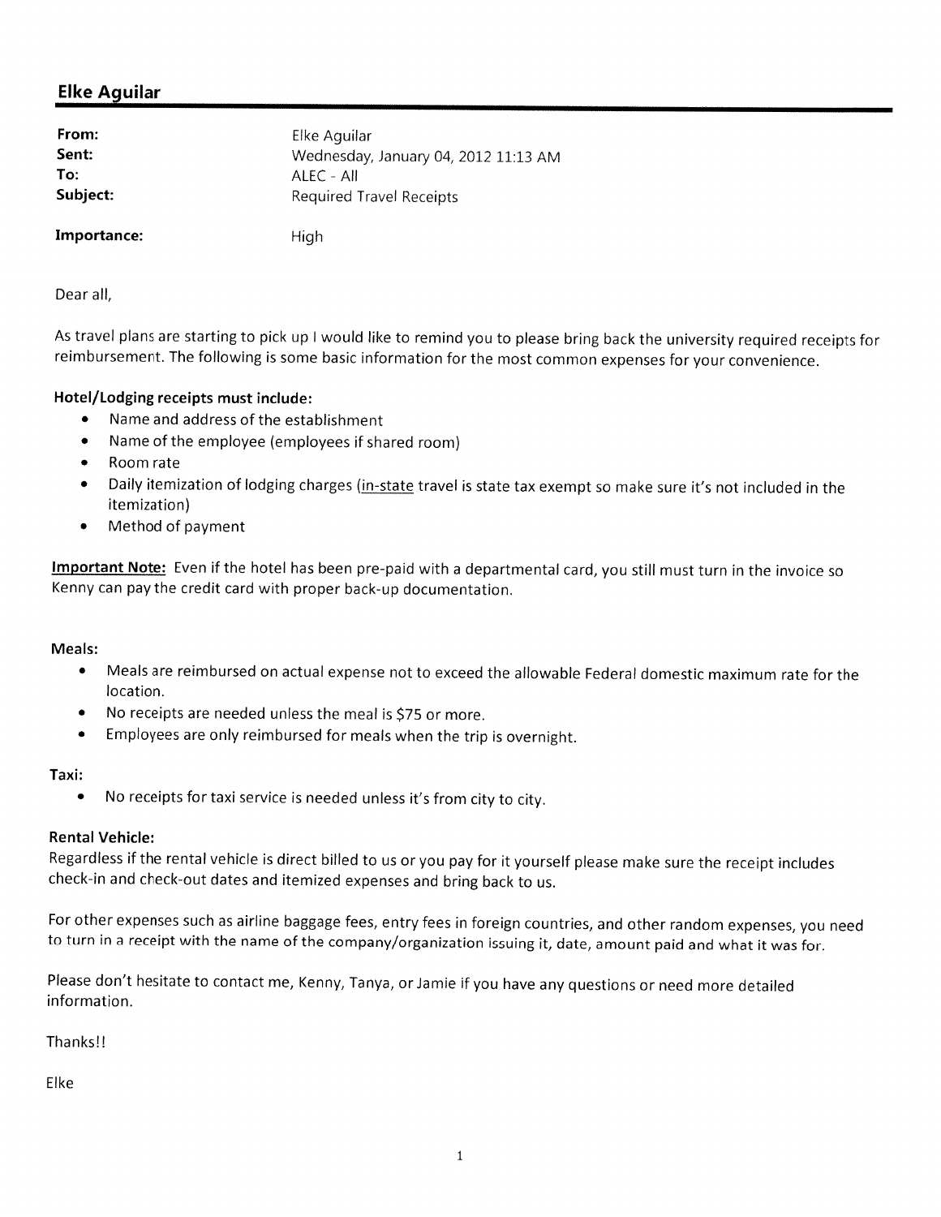## Elke Aguilar

**From:** Elke Aguilar
**Sent:** Wednesday, January 04, 2012 11:13 AM
**To:** ALEC - All
**Subject:** Required Travel Receipts

**Importance:** High

Dear all,

As travel plans are starting to pick up I would like to remind you to please bring back the university required receipts for reimbursement. The following is some basic information for the most common expenses for your convenience.

**Hotel/Lodging receipts must include:**

- Name and address of the establishment
- Name of the employee (employees if shared room)
- Room rate
- Daily itemization of lodging charges (in-state travel is state tax exempt so make sure it's not included in the itemization)
- Method of payment

**Important Note:** Even if the hotel has been pre-paid with a departmental card, you still must turn in the invoice so Kenny can pay the credit card with proper back-up documentation.

**Meals:**

- Meals are reimbursed on actual expense not to exceed the allowable Federal domestic maximum rate for the location.
- No receipts are needed unless the meal is $75 or more.
- Employees are only reimbursed for meals when the trip is overnight.

**Taxi:**

- No receipts for taxi service is needed unless it's from city to city.

**Rental Vehicle:**

Regardless if the rental vehicle is direct billed to us or you pay for it yourself please make sure the receipt includes check-in and check-out dates and itemized expenses and bring back to us.

For other expenses such as airline baggage fees, entry fees in foreign countries, and other random expenses, you need to turn in a receipt with the name of the company/organization issuing it, date, amount paid and what it was for.

Please don't hesitate to contact me, Kenny, Tanya, or Jamie if you have any questions or need more detailed information.

Thanks!!

Elke